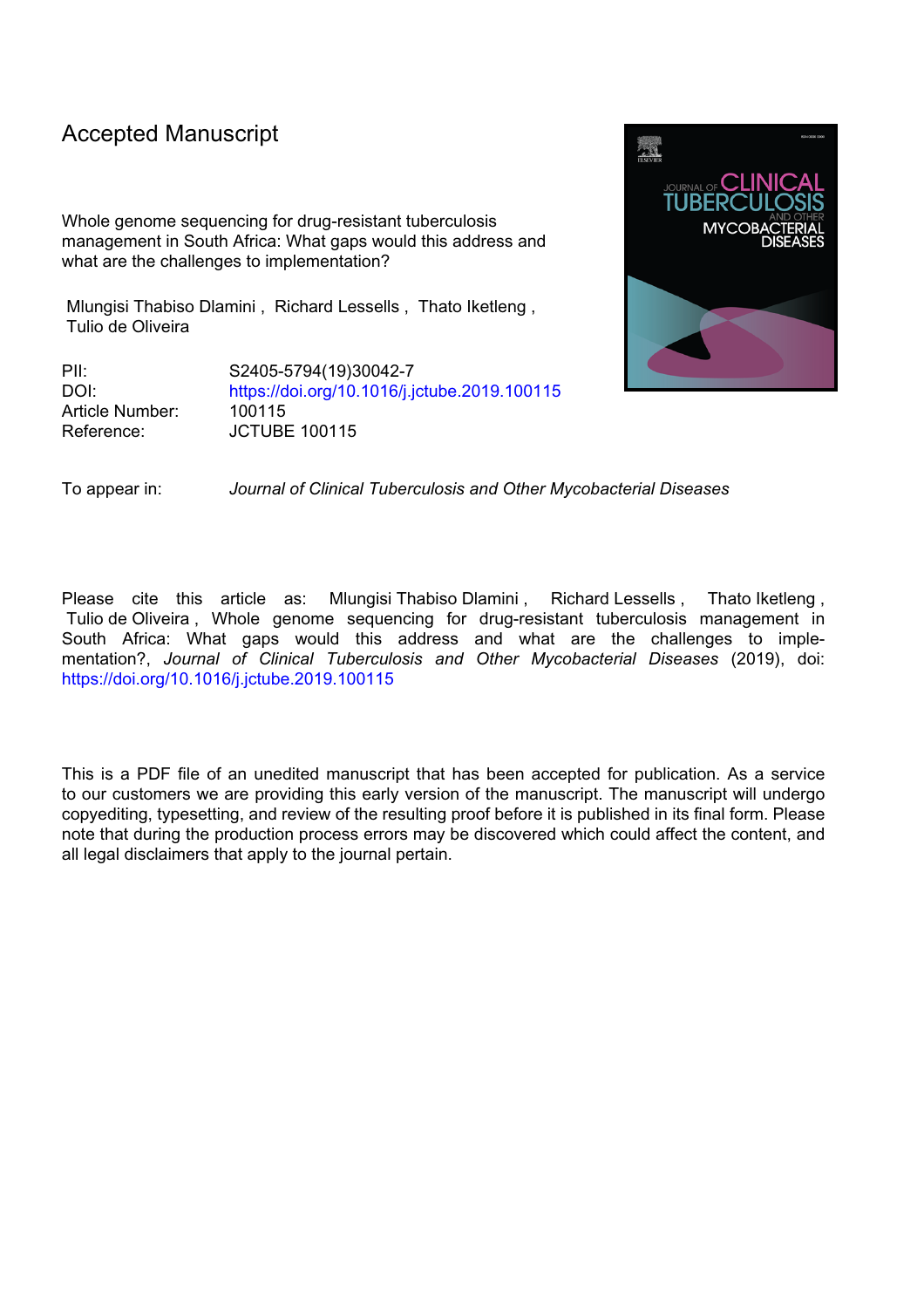Accepted Manuscript

Whole genome sequencing for drug-resistant tuberculosis management in South Africa: What gaps would this address and what are the challenges to implementation?

Mlungisi Thabiso Dlamini , Richard Lessells , Thato Iketleng , Tulio de Oliveira

| | |
|---|---|
| PII: | S2405-5794(19)30042-7 |
| DOI: | https://doi.org/10.1016/j.jctube.2019.100115 |
| Article Number: | 100115 |
| Reference: | JCTUBE 100115 |

To appear in: *Journal of Clinical Tuberculosis and Other Mycobacterial Diseases*

Please cite this article as: Mlungisi Thabiso Dlamini , Richard Lessells , Thato Iketleng , Tulio de Oliveira , Whole genome sequencing for drug-resistant tuberculosis management in South Africa: What gaps would this address and what are the challenges to implementation?, *Journal of Clinical Tuberculosis and Other Mycobacterial Diseases* (2019), doi: https://doi.org/10.1016/j.jctube.2019.100115

This is a PDF file of an unedited manuscript that has been accepted for publication. As a service to our customers we are providing this early version of the manuscript. The manuscript will undergo copyediting, typesetting, and review of the resulting proof before it is published in its final form. Please note that during the production process errors may be discovered which could affect the content, and all legal disclaimers that apply to the journal pertain.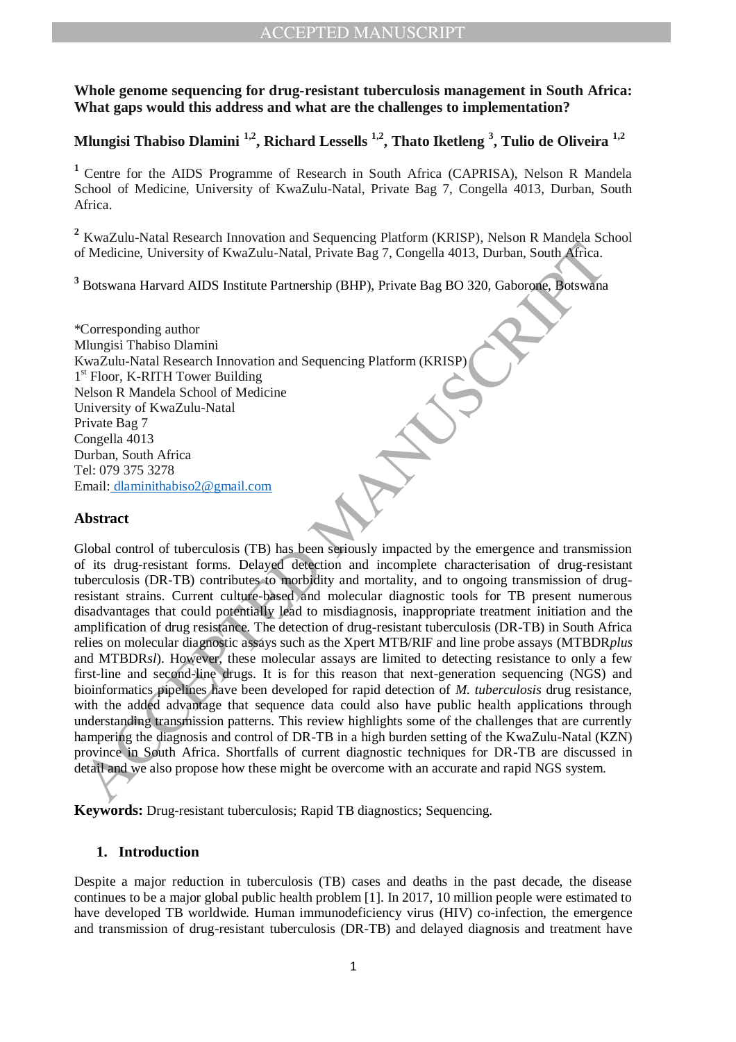# Whole genome sequencing for drug-resistant tuberculosis management in South Africa: What gaps would this address and what are the challenges to implementation?

**Mlungisi Thabiso Dlamini [1,2], Richard Lessells [1,2], Thato Iketleng [3], Tulio de Oliveira [1,2]**

[1] Centre for the AIDS Programme of Research in South Africa (CAPRISA), Nelson R Mandela School of Medicine, University of KwaZulu-Natal, Private Bag 7, Congella 4013, Durban, South Africa.

[2] KwaZulu-Natal Research Innovation and Sequencing Platform (KRISP), Nelson R Mandela School of Medicine, University of KwaZulu-Natal, Private Bag 7, Congella 4013, Durban, South Africa.

[3] Botswana Harvard AIDS Institute Partnership (BHP), Private Bag BO 320, Gaborone, Botswana

*Corresponding author
Mlungisi Thabiso Dlamini
KwaZulu-Natal Research Innovation and Sequencing Platform (KRISP)
1st Floor, K-RITH Tower Building
Nelson R Mandela School of Medicine
University of KwaZulu-Natal
Private Bag 7
Congella 4013
Durban, South Africa
Tel: 079 375 3278
Email: dlaminithabiso2@gmail.com

## Abstract

Global control of tuberculosis (TB) has been seriously impacted by the emergence and transmission of its drug-resistant forms. Delayed detection and incomplete characterisation of drug-resistant tuberculosis (DR-TB) contributes to morbidity and mortality, and to ongoing transmission of drug-resistant strains. Current culture-based and molecular diagnostic tools for TB present numerous disadvantages that could potentially lead to misdiagnosis, inappropriate treatment initiation and the amplification of drug resistance. The detection of drug-resistant tuberculosis (DR-TB) in South Africa relies on molecular diagnostic assays such as the Xpert MTB/RIF and line probe assays (MTBDR*plus* and MTBDR*sl*). However, these molecular assays are limited to detecting resistance to only a few first-line and second-line drugs. It is for this reason that next-generation sequencing (NGS) and bioinformatics pipelines have been developed for rapid detection of *M. tuberculosis* drug resistance, with the added advantage that sequence data could also have public health applications through understanding transmission patterns. This review highlights some of the challenges that are currently hampering the diagnosis and control of DR-TB in a high burden setting of the KwaZulu-Natal (KZN) province in South Africa. Shortfalls of current diagnostic techniques for DR-TB are discussed in detail and we also propose how these might be overcome with an accurate and rapid NGS system.

**Keywords:** Drug-resistant tuberculosis; Rapid TB diagnostics; Sequencing.

## 1. Introduction

Despite a major reduction in tuberculosis (TB) cases and deaths in the past decade, the disease continues to be a major global public health problem [1]. In 2017, 10 million people were estimated to have developed TB worldwide. Human immunodeficiency virus (HIV) co-infection, the emergence and transmission of drug-resistant tuberculosis (DR-TB) and delayed diagnosis and treatment have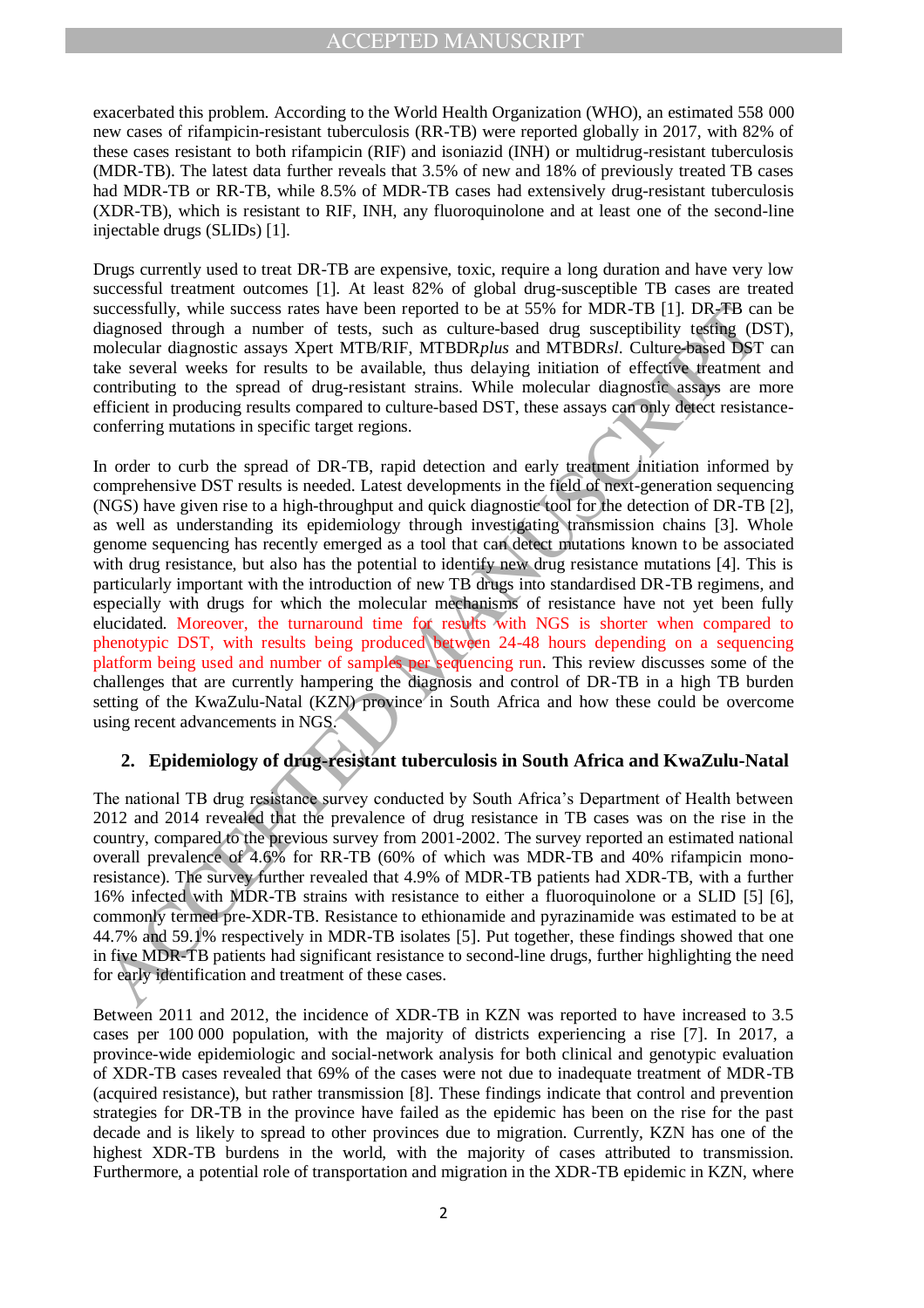exacerbated this problem. According to the World Health Organization (WHO), an estimated 558 000 new cases of rifampicin-resistant tuberculosis (RR-TB) were reported globally in 2017, with 82% of these cases resistant to both rifampicin (RIF) and isoniazid (INH) or multidrug-resistant tuberculosis (MDR-TB). The latest data further reveals that 3.5% of new and 18% of previously treated TB cases had MDR-TB or RR-TB, while 8.5% of MDR-TB cases had extensively drug-resistant tuberculosis (XDR-TB), which is resistant to RIF, INH, any fluoroquinolone and at least one of the second-line injectable drugs (SLIDs) [1].

Drugs currently used to treat DR-TB are expensive, toxic, require a long duration and have very low successful treatment outcomes [1]. At least 82% of global drug-susceptible TB cases are treated successfully, while success rates have been reported to be at 55% for MDR-TB [1]. DR-TB can be diagnosed through a number of tests, such as culture-based drug susceptibility testing (DST), molecular diagnostic assays Xpert MTB/RIF, MTBDR*plus* and MTBDR*sl*. Culture-based DST can take several weeks for results to be available, thus delaying initiation of effective treatment and contributing to the spread of drug-resistant strains. While molecular diagnostic assays are more efficient in producing results compared to culture-based DST, these assays can only detect resistance-conferring mutations in specific target regions.

In order to curb the spread of DR-TB, rapid detection and early treatment initiation informed by comprehensive DST results is needed. Latest developments in the field of next-generation sequencing (NGS) have given rise to a high-throughput and quick diagnostic tool for the detection of DR-TB [2], as well as understanding its epidemiology through investigating transmission chains [3]. Whole genome sequencing has recently emerged as a tool that can detect mutations known to be associated with drug resistance, but also has the potential to identify new drug resistance mutations [4]. This is particularly important with the introduction of new TB drugs into standardised DR-TB regimens, and especially with drugs for which the molecular mechanisms of resistance have not yet been fully elucidated. Moreover, the turnaround time for results with NGS is shorter when compared to phenotypic DST, with results being produced between 24-48 hours depending on a sequencing platform being used and number of samples per sequencing run. This review discusses some of the challenges that are currently hampering the diagnosis and control of DR-TB in a high TB burden setting of the KwaZulu-Natal (KZN) province in South Africa and how these could be overcome using recent advancements in NGS.

## 2. Epidemiology of drug-resistant tuberculosis in South Africa and KwaZulu-Natal

The national TB drug resistance survey conducted by South Africa's Department of Health between 2012 and 2014 revealed that the prevalence of drug resistance in TB cases was on the rise in the country, compared to the previous survey from 2001-2002. The survey reported an estimated national overall prevalence of 4.6% for RR-TB (60% of which was MDR-TB and 40% rifampicin mono-resistance). The survey further revealed that 4.9% of MDR-TB patients had XDR-TB, with a further 16% infected with MDR-TB strains with resistance to either a fluoroquinolone or a SLID [5] [6], commonly termed pre-XDR-TB. Resistance to ethionamide and pyrazinamide was estimated to be at 44.7% and 59.1% respectively in MDR-TB isolates [5]. Put together, these findings showed that one in five MDR-TB patients had significant resistance to second-line drugs, further highlighting the need for early identification and treatment of these cases.

Between 2011 and 2012, the incidence of XDR-TB in KZN was reported to have increased to 3.5 cases per 100 000 population, with the majority of districts experiencing a rise [7]. In 2017, a province-wide epidemiologic and social-network analysis for both clinical and genotypic evaluation of XDR-TB cases revealed that 69% of the cases were not due to inadequate treatment of MDR-TB (acquired resistance), but rather transmission [8]. These findings indicate that control and prevention strategies for DR-TB in the province have failed as the epidemic has been on the rise for the past decade and is likely to spread to other provinces due to migration. Currently, KZN has one of the highest XDR-TB burdens in the world, with the majority of cases attributed to transmission. Furthermore, a potential role of transportation and migration in the XDR-TB epidemic in KZN, where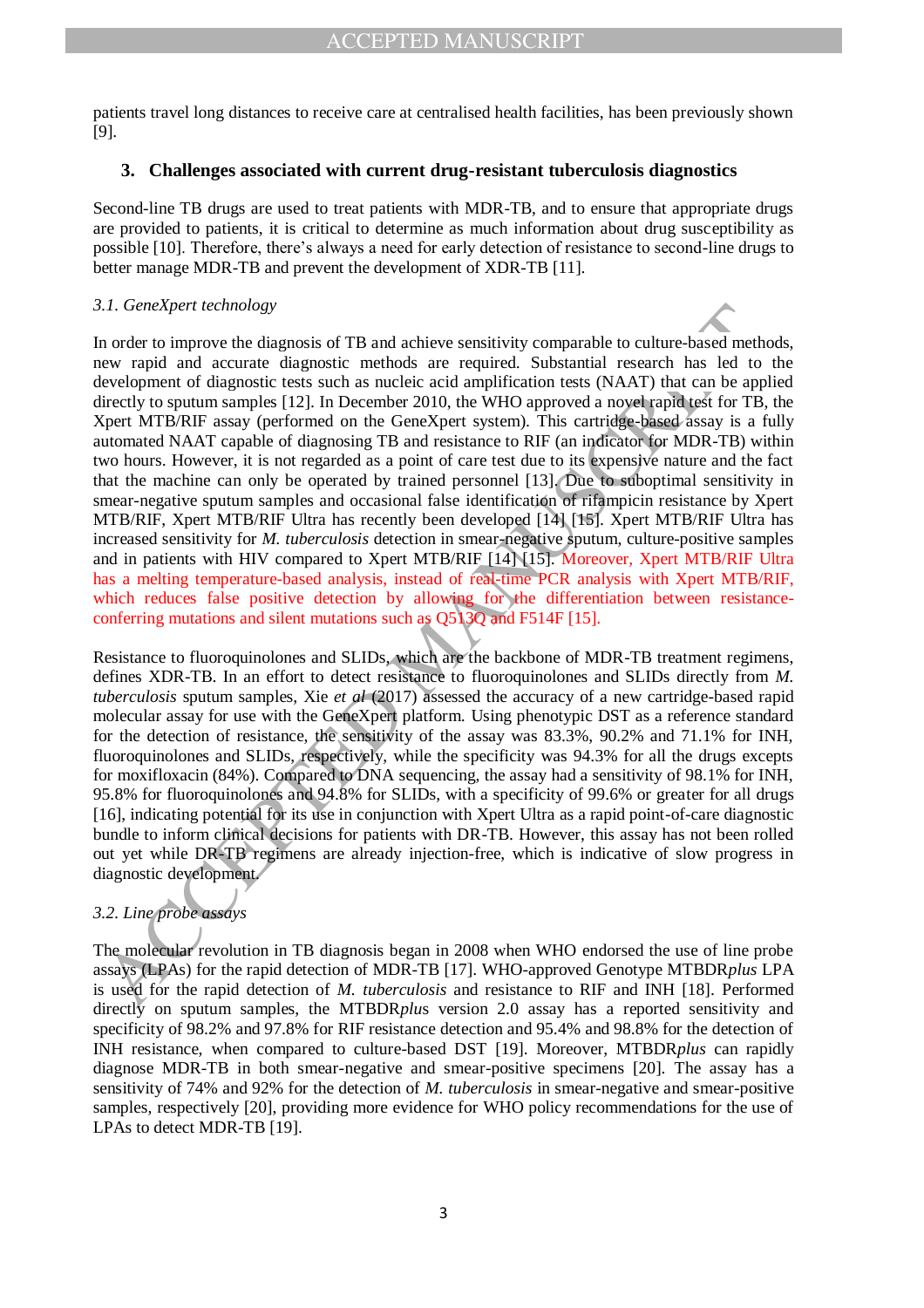patients travel long distances to receive care at centralised health facilities, has been previously shown [9].

## 3. Challenges associated with current drug-resistant tuberculosis diagnostics

Second-line TB drugs are used to treat patients with MDR-TB, and to ensure that appropriate drugs are provided to patients, it is critical to determine as much information about drug susceptibility as possible [10]. Therefore, there's always a need for early detection of resistance to second-line drugs to better manage MDR-TB and prevent the development of XDR-TB [11].

### *3.1. GeneXpert technology*

In order to improve the diagnosis of TB and achieve sensitivity comparable to culture-based methods, new rapid and accurate diagnostic methods are required. Substantial research has led to the development of diagnostic tests such as nucleic acid amplification tests (NAAT) that can be applied directly to sputum samples [12]. In December 2010, the WHO approved a novel rapid test for TB, the Xpert MTB/RIF assay (performed on the GeneXpert system). This cartridge-based assay is a fully automated NAAT capable of diagnosing TB and resistance to RIF (an indicator for MDR-TB) within two hours. However, it is not regarded as a point of care test due to its expensive nature and the fact that the machine can only be operated by trained personnel [13]. Due to suboptimal sensitivity in smear-negative sputum samples and occasional false identification of rifampicin resistance by Xpert MTB/RIF, Xpert MTB/RIF Ultra has recently been developed [14] [15]. Xpert MTB/RIF Ultra has increased sensitivity for *M. tuberculosis* detection in smear-negative sputum, culture-positive samples and in patients with HIV compared to Xpert MTB/RIF [14] [15]. Moreover, Xpert MTB/RIF Ultra has a melting temperature-based analysis, instead of real-time PCR analysis with Xpert MTB/RIF, which reduces false positive detection by allowing for the differentiation between resistance-conferring mutations and silent mutations such as Q513Q and F514F [15].

Resistance to fluoroquinolones and SLIDs, which are the backbone of MDR-TB treatment regimens, defines XDR-TB. In an effort to detect resistance to fluoroquinolones and SLIDs directly from *M. tuberculosis* sputum samples, Xie *et al* (2017) assessed the accuracy of a new cartridge-based rapid molecular assay for use with the GeneXpert platform. Using phenotypic DST as a reference standard for the detection of resistance, the sensitivity of the assay was 83.3%, 90.2% and 71.1% for INH, fluoroquinolones and SLIDs, respectively, while the specificity was 94.3% for all the drugs excepts for moxifloxacin (84%). Compared to DNA sequencing, the assay had a sensitivity of 98.1% for INH, 95.8% for fluoroquinolones and 94.8% for SLIDs, with a specificity of 99.6% or greater for all drugs [16], indicating potential for its use in conjunction with Xpert Ultra as a rapid point-of-care diagnostic bundle to inform clinical decisions for patients with DR-TB. However, this assay has not been rolled out yet while DR-TB regimens are already injection-free, which is indicative of slow progress in diagnostic development.

### *3.2. Line probe assays*

The molecular revolution in TB diagnosis began in 2008 when WHO endorsed the use of line probe assays (LPAs) for the rapid detection of MDR-TB [17]. WHO-approved Genotype MTBDR*plus* LPA is used for the rapid detection of *M. tuberculosis* and resistance to RIF and INH [18]. Performed directly on sputum samples, the MTBDR*plus* version 2.0 assay has a reported sensitivity and specificity of 98.2% and 97.8% for RIF resistance detection and 95.4% and 98.8% for the detection of INH resistance, when compared to culture-based DST [19]. Moreover, MTBDR*plus* can rapidly diagnose MDR-TB in both smear-negative and smear-positive specimens [20]. The assay has a sensitivity of 74% and 92% for the detection of *M. tuberculosis* in smear-negative and smear-positive samples, respectively [20], providing more evidence for WHO policy recommendations for the use of LPAs to detect MDR-TB [19].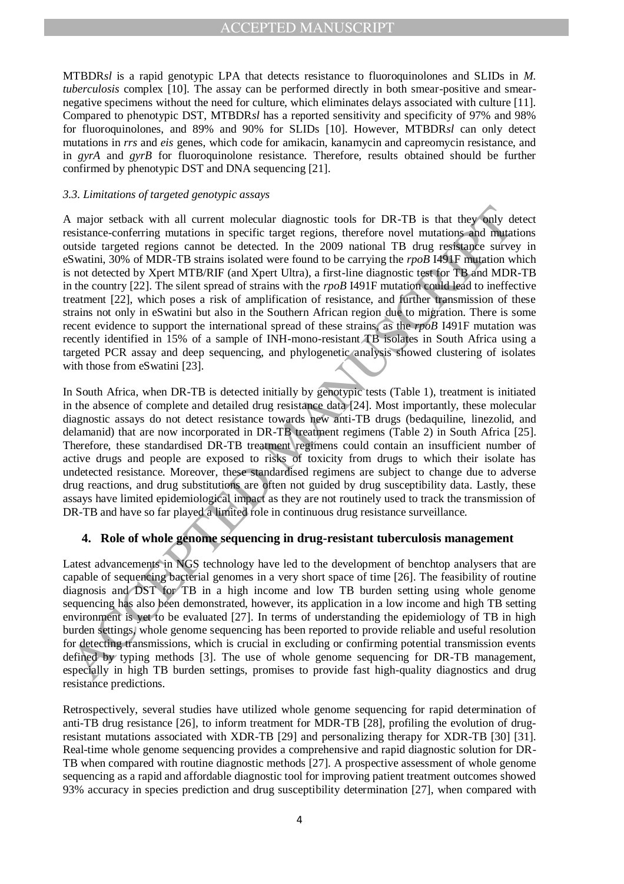MTBDR*sl* is a rapid genotypic LPA that detects resistance to fluoroquinolones and SLIDs in *M. tuberculosis* complex [10]. The assay can be performed directly in both smear-positive and smear-negative specimens without the need for culture, which eliminates delays associated with culture [11]. Compared to phenotypic DST, MTBDR*sl* has a reported sensitivity and specificity of 97% and 98% for fluoroquinolones, and 89% and 90% for SLIDs [10]. However, MTBDR*sl* can only detect mutations in *rrs* and *eis* genes, which code for amikacin, kanamycin and capreomycin resistance, and in *gyrA* and *gyrB* for fluoroquinolone resistance. Therefore, results obtained should be further confirmed by phenotypic DST and DNA sequencing [21].

### *3.3. Limitations of targeted genotypic assays*

A major setback with all current molecular diagnostic tools for DR-TB is that they only detect resistance-conferring mutations in specific target regions, therefore novel mutations and mutations outside targeted regions cannot be detected. In the 2009 national TB drug resistance survey in eSwatini, 30% of MDR-TB strains isolated were found to be carrying the *rpoB* I491F mutation which is not detected by Xpert MTB/RIF (and Xpert Ultra), a first-line diagnostic test for TB and MDR-TB in the country [22]. The silent spread of strains with the *rpoB* I491F mutation could lead to ineffective treatment [22], which poses a risk of amplification of resistance, and further transmission of these strains not only in eSwatini but also in the Southern African region due to migration. There is some recent evidence to support the international spread of these strains, as the *rpoB* I491F mutation was recently identified in 15% of a sample of INH-mono-resistant TB isolates in South Africa using a targeted PCR assay and deep sequencing, and phylogenetic analysis showed clustering of isolates with those from eSwatini [23].

In South Africa, when DR-TB is detected initially by genotypic tests (Table 1), treatment is initiated in the absence of complete and detailed drug resistance data [24]. Most importantly, these molecular diagnostic assays do not detect resistance towards new anti-TB drugs (bedaquiline, linezolid, and delamanid) that are now incorporated in DR-TB treatment regimens (Table 2) in South Africa [25]. Therefore, these standardised DR-TB treatment regimens could contain an insufficient number of active drugs and people are exposed to risks of toxicity from drugs to which their isolate has undetected resistance. Moreover, these standardised regimens are subject to change due to adverse drug reactions, and drug substitutions are often not guided by drug susceptibility data. Lastly, these assays have limited epidemiological impact as they are not routinely used to track the transmission of DR-TB and have so far played a limited role in continuous drug resistance surveillance.

## 4. Role of whole genome sequencing in drug-resistant tuberculosis management

Latest advancements in NGS technology have led to the development of benchtop analysers that are capable of sequencing bacterial genomes in a very short space of time [26]. The feasibility of routine diagnosis and DST for TB in a high income and low TB burden setting using whole genome sequencing has also been demonstrated, however, its application in a low income and high TB setting environment is yet to be evaluated [27]. In terms of understanding the epidemiology of TB in high burden settings, whole genome sequencing has been reported to provide reliable and useful resolution for detecting transmissions, which is crucial in excluding or confirming potential transmission events defined by typing methods [3]. The use of whole genome sequencing for DR-TB management, especially in high TB burden settings, promises to provide fast high-quality diagnostics and drug resistance predictions.

Retrospectively, several studies have utilized whole genome sequencing for rapid determination of anti-TB drug resistance [26], to inform treatment for MDR-TB [28], profiling the evolution of drug-resistant mutations associated with XDR-TB [29] and personalizing therapy for XDR-TB [30] [31]. Real-time whole genome sequencing provides a comprehensive and rapid diagnostic solution for DR-TB when compared with routine diagnostic methods [27]. A prospective assessment of whole genome sequencing as a rapid and affordable diagnostic tool for improving patient treatment outcomes showed 93% accuracy in species prediction and drug susceptibility determination [27], when compared with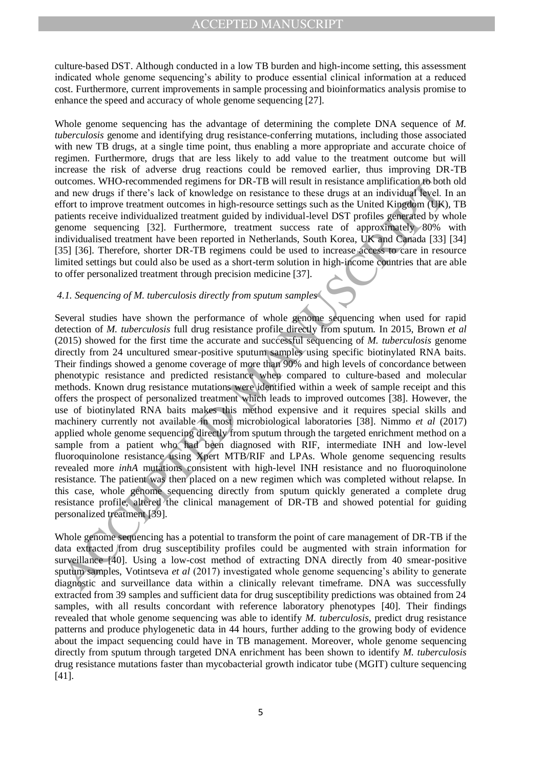culture-based DST. Although conducted in a low TB burden and high-income setting, this assessment indicated whole genome sequencing's ability to produce essential clinical information at a reduced cost. Furthermore, current improvements in sample processing and bioinformatics analysis promise to enhance the speed and accuracy of whole genome sequencing [27].

Whole genome sequencing has the advantage of determining the complete DNA sequence of *M. tuberculosis* genome and identifying drug resistance-conferring mutations, including those associated with new TB drugs, at a single time point, thus enabling a more appropriate and accurate choice of regimen. Furthermore, drugs that are less likely to add value to the treatment outcome but will increase the risk of adverse drug reactions could be removed earlier, thus improving DR-TB outcomes. WHO-recommended regimens for DR-TB will result in resistance amplification to both old and new drugs if there's lack of knowledge on resistance to these drugs at an individual level. In an effort to improve treatment outcomes in high-resource settings such as the United Kingdom (UK), TB patients receive individualized treatment guided by individual-level DST profiles generated by whole genome sequencing [32]. Furthermore, treatment success rate of approximately 80% with individualised treatment have been reported in Netherlands, South Korea, UK and Canada [33] [34] [35] [36]. Therefore, shorter DR-TB regimens could be used to increase access to care in resource limited settings but could also be used as a short-term solution in high-income countries that are able to offer personalized treatment through precision medicine [37].

### *4.1. Sequencing of M. tuberculosis directly from sputum samples*

Several studies have shown the performance of whole genome sequencing when used for rapid detection of *M. tuberculosis* full drug resistance profile directly from sputum. In 2015, Brown *et al* (2015) showed for the first time the accurate and successful sequencing of *M. tuberculosis* genome directly from 24 uncultured smear-positive sputum samples using specific biotinylated RNA baits. Their findings showed a genome coverage of more than 90% and high levels of concordance between phenotypic resistance and predicted resistance when compared to culture-based and molecular methods. Known drug resistance mutations were identified within a week of sample receipt and this offers the prospect of personalized treatment which leads to improved outcomes [38]. However, the use of biotinylated RNA baits makes this method expensive and it requires special skills and machinery currently not available in most microbiological laboratories [38]. Nimmo *et al* (2017) applied whole genome sequencing directly from sputum through the targeted enrichment method on a sample from a patient who had been diagnosed with RIF, intermediate INH and low-level fluoroquinolone resistance using Xpert MTB/RIF and LPAs. Whole genome sequencing results revealed more *inhA* mutations consistent with high-level INH resistance and no fluoroquinolone resistance. The patient was then placed on a new regimen which was completed without relapse. In this case, whole genome sequencing directly from sputum quickly generated a complete drug resistance profile, altered the clinical management of DR-TB and showed potential for guiding personalized treatment [39].

Whole genome sequencing has a potential to transform the point of care management of DR-TB if the data extracted from drug susceptibility profiles could be augmented with strain information for surveillance [40]. Using a low-cost method of extracting DNA directly from 40 smear-positive sputum samples, Votintseva *et al* (2017) investigated whole genome sequencing's ability to generate diagnostic and surveillance data within a clinically relevant timeframe. DNA was successfully extracted from 39 samples and sufficient data for drug susceptibility predictions was obtained from 24 samples, with all results concordant with reference laboratory phenotypes [40]. Their findings revealed that whole genome sequencing was able to identify *M. tuberculosis*, predict drug resistance patterns and produce phylogenetic data in 44 hours, further adding to the growing body of evidence about the impact sequencing could have in TB management. Moreover, whole genome sequencing directly from sputum through targeted DNA enrichment has been shown to identify *M. tuberculosis* drug resistance mutations faster than mycobacterial growth indicator tube (MGIT) culture sequencing [41].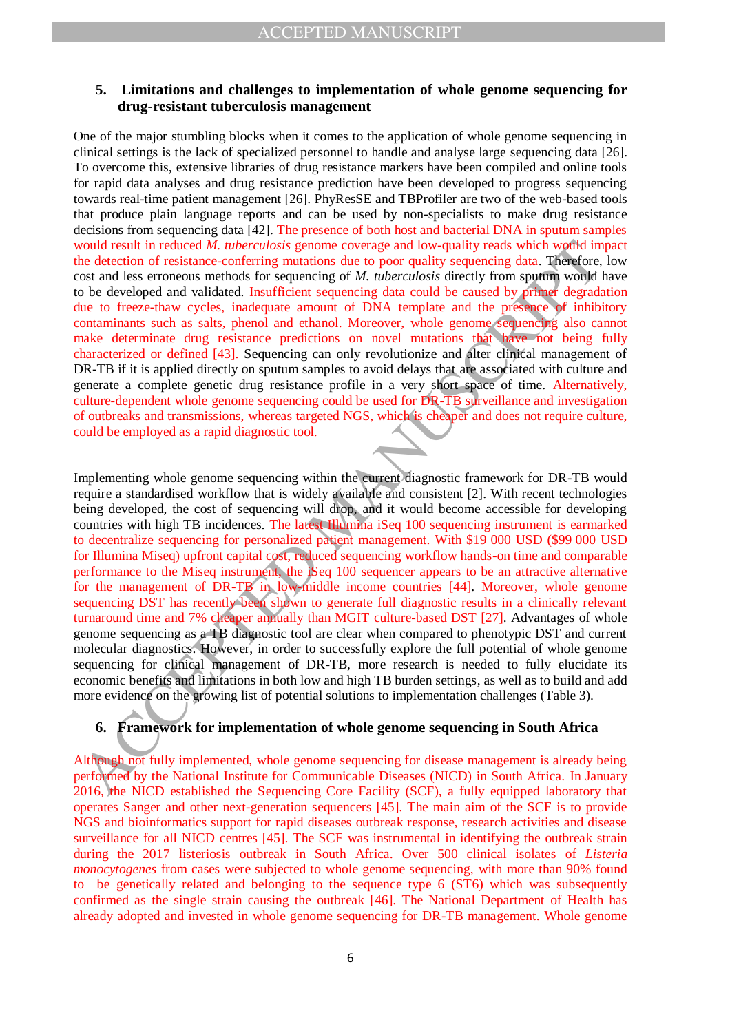## 5. Limitations and challenges to implementation of whole genome sequencing for drug-resistant tuberculosis management

One of the major stumbling blocks when it comes to the application of whole genome sequencing in clinical settings is the lack of specialized personnel to handle and analyse large sequencing data [26]. To overcome this, extensive libraries of drug resistance markers have been compiled and online tools for rapid data analyses and drug resistance prediction have been developed to progress sequencing towards real-time patient management [26]. PhyResSE and TBProfiler are two of the web-based tools that produce plain language reports and can be used by non-specialists to make drug resistance decisions from sequencing data [42]. The presence of both host and bacterial DNA in sputum samples would result in reduced *M. tuberculosis* genome coverage and low-quality reads which would impact the detection of resistance-conferring mutations due to poor quality sequencing data. Therefore, low cost and less erroneous methods for sequencing of *M. tuberculosis* directly from sputum would have to be developed and validated. Insufficient sequencing data could be caused by primer degradation due to freeze-thaw cycles, inadequate amount of DNA template and the presence of inhibitory contaminants such as salts, phenol and ethanol. Moreover, whole genome sequencing also cannot make determinate drug resistance predictions on novel mutations that have not being fully characterized or defined [43]. Sequencing can only revolutionize and alter clinical management of DR-TB if it is applied directly on sputum samples to avoid delays that are associated with culture and generate a complete genetic drug resistance profile in a very short space of time. Alternatively, culture-dependent whole genome sequencing could be used for DR-TB surveillance and investigation of outbreaks and transmissions, whereas targeted NGS, which is cheaper and does not require culture, could be employed as a rapid diagnostic tool.

Implementing whole genome sequencing within the current diagnostic framework for DR-TB would require a standardised workflow that is widely available and consistent [2]. With recent technologies being developed, the cost of sequencing will drop, and it would become accessible for developing countries with high TB incidences. The latest Illumina iSeq 100 sequencing instrument is earmarked to decentralize sequencing for personalized patient management. With $19 000 USD ($99 000 USD for Illumina Miseq) upfront capital cost, reduced sequencing workflow hands-on time and comparable performance to the Miseq instrument, the iSeq 100 sequencer appears to be an attractive alternative for the management of DR-TB in low-middle income countries [44]. Moreover, whole genome sequencing DST has recently been shown to generate full diagnostic results in a clinically relevant turnaround time and 7% cheaper annually than MGIT culture-based DST [27]. Advantages of whole genome sequencing as a TB diagnostic tool are clear when compared to phenotypic DST and current molecular diagnostics. However, in order to successfully explore the full potential of whole genome sequencing for clinical management of DR-TB, more research is needed to fully elucidate its economic benefits and limitations in both low and high TB burden settings, as well as to build and add more evidence on the growing list of potential solutions to implementation challenges (Table 3).

## 6. Framework for implementation of whole genome sequencing in South Africa

Although not fully implemented, whole genome sequencing for disease management is already being performed by the National Institute for Communicable Diseases (NICD) in South Africa. In January 2016, the NICD established the Sequencing Core Facility (SCF), a fully equipped laboratory that operates Sanger and other next-generation sequencers [45]. The main aim of the SCF is to provide NGS and bioinformatics support for rapid diseases outbreak response, research activities and disease surveillance for all NICD centres [45]. The SCF was instrumental in identifying the outbreak strain during the 2017 listeriosis outbreak in South Africa. Over 500 clinical isolates of *Listeria monocytogenes* from cases were subjected to whole genome sequencing, with more than 90% found to be genetically related and belonging to the sequence type 6 (ST6) which was subsequently confirmed as the single strain causing the outbreak [46]. The National Department of Health has already adopted and invested in whole genome sequencing for DR-TB management. Whole genome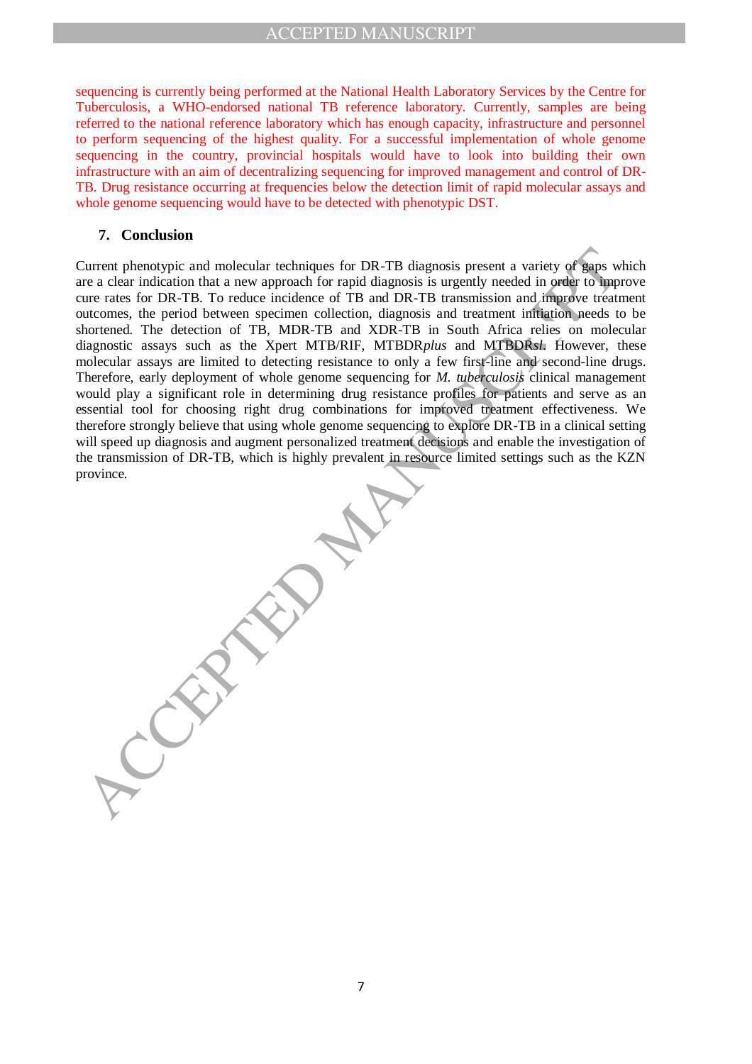sequencing is currently being performed at the National Health Laboratory Services by the Centre for Tuberculosis, a WHO-endorsed national TB reference laboratory. Currently, samples are being referred to the national reference laboratory which has enough capacity, infrastructure and personnel to perform sequencing of the highest quality. For a successful implementation of whole genome sequencing in the country, provincial hospitals would have to look into building their own infrastructure with an aim of decentralizing sequencing for improved management and control of DR-TB. Drug resistance occurring at frequencies below the detection limit of rapid molecular assays and whole genome sequencing would have to be detected with phenotypic DST.

## 7. Conclusion

Current phenotypic and molecular techniques for DR-TB diagnosis present a variety of gaps which are a clear indication that a new approach for rapid diagnosis is urgently needed in order to improve cure rates for DR-TB. To reduce incidence of TB and DR-TB transmission and improve treatment outcomes, the period between specimen collection, diagnosis and treatment initiation needs to be shortened. The detection of TB, MDR-TB and XDR-TB in South Africa relies on molecular diagnostic assays such as the Xpert MTB/RIF, MTBDR*plus* and MTBDR*sl*. However, these molecular assays are limited to detecting resistance to only a few first-line and second-line drugs. Therefore, early deployment of whole genome sequencing for *M. tuberculosis* clinical management would play a significant role in determining drug resistance profiles for patients and serve as an essential tool for choosing right drug combinations for improved treatment effectiveness. We therefore strongly believe that using whole genome sequencing to explore DR-TB in a clinical setting will speed up diagnosis and augment personalized treatment decisions and enable the investigation of the transmission of DR-TB, which is highly prevalent in resource limited settings such as the KZN province.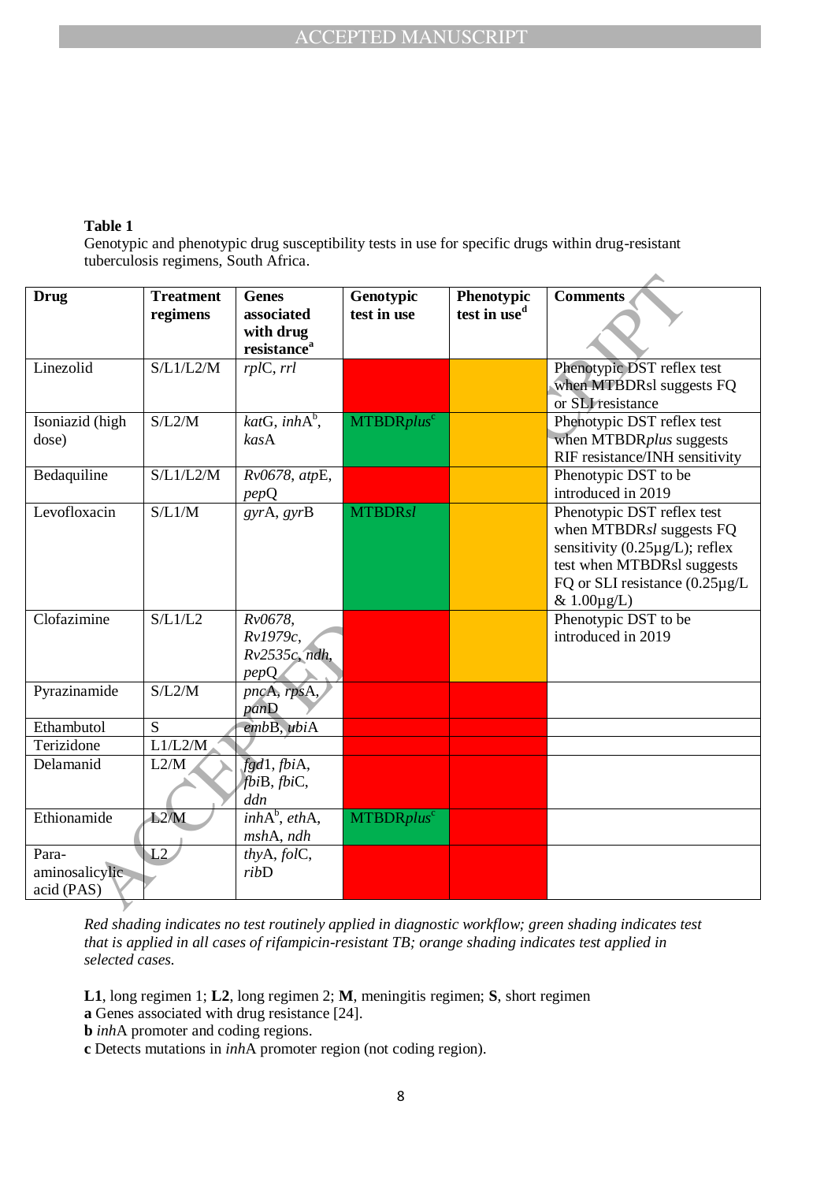**Table 1**
Genotypic and phenotypic drug susceptibility tests in use for specific drugs within drug-resistant tuberculosis regimens, South Africa.

| Drug | Treatment regimens | Genes associated with drug resistance[a] | Genotypic test in use | Phenotypic test in use[d] | Comments |
|---|---|---|---|---|---|
| Linezolid | S/L1/L2/M | *rpl*C, *rrl* | | | Phenotypic DST reflex test when MTBDRsl suggests FQ or SLI resistance |
| Isoniazid (high dose) | S/L2/M | *kat*G, *inh*A[b], *kas*A | MTBDR*plus*[c] | | Phenotypic DST reflex test when MTBDR*plus* suggests RIF resistance/INH sensitivity |
| Bedaquiline | S/L1/L2/M | *Rv0678*, *atp*E, *pep*Q | | | Phenotypic DST to be introduced in 2019 |
| Levofloxacin | S/L1/M | *gyr*A, *gyr*B | MTBDR*sl* | | Phenotypic DST reflex test when MTBDR*sl* suggests FQ sensitivity (0.25µg/L); reflex test when MTBDRsl suggests FQ or SLI resistance (0.25µg/L & 1.00µg/L) |
| Clofazimine | S/L1/L2 | *Rv0678*, *Rv1979c*, *Rv2535c*, *ndh*, *pep*Q | | | Phenotypic DST to be introduced in 2019 |
| Pyrazinamide | S/L2/M | *pnc*A, *rps*A, *pan*D | | | |
| Ethambutol | S | *emb*B, *ubi*A | | | |
| Terizidone | L1/L2/M | | | | |
| Delamanid | L2/M | *fgd*1, *fbi*A, *fbi*B, *fbi*C, *ddn* | | | |
| Ethionamide | L2/M | *inh*A[b], *eth*A, *msh*A, *ndh* | MTBDR*plus*[c] | | |
| Para-aminosalicylic acid (PAS) | L2 | *thy*A, *fol*C, *rib*D | | | |

*Red shading indicates no test routinely applied in diagnostic workflow; green shading indicates test that is applied in all cases of rifampicin-resistant TB; orange shading indicates test applied in selected cases.*

**L1**, long regimen 1; **L2**, long regimen 2; **M**, meningitis regimen; **S**, short regimen
**a** Genes associated with drug resistance [24].
**b** *inh*A promoter and coding regions.
**c** Detects mutations in *inh*A promoter region (not coding region).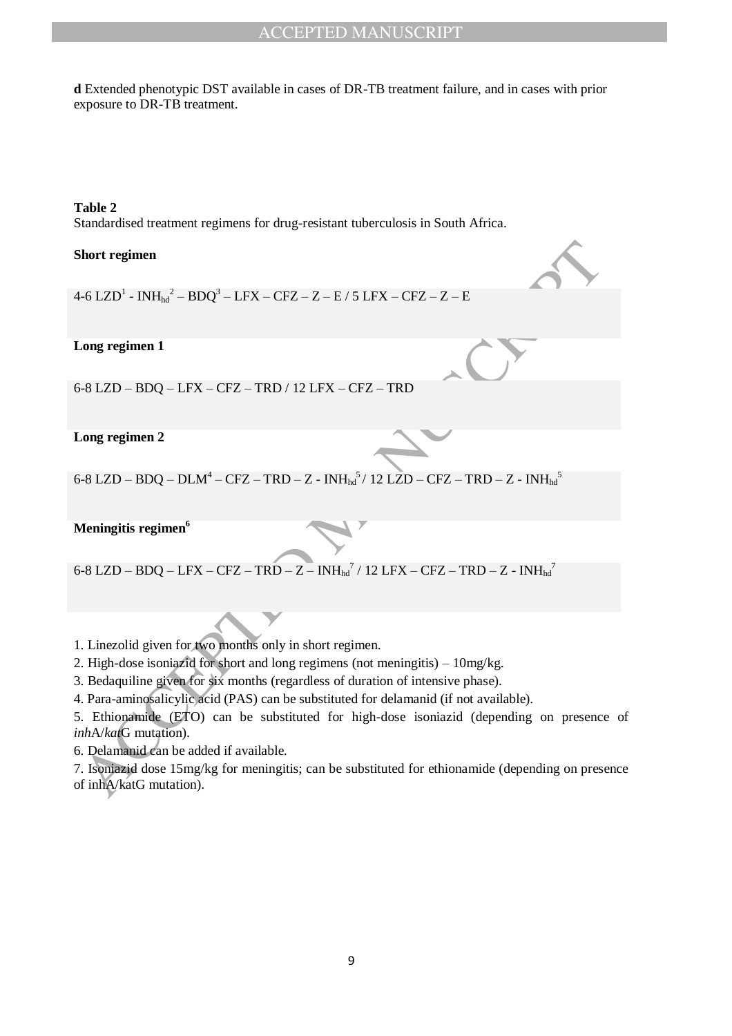**d** Extended phenotypic DST available in cases of DR-TB treatment failure, and in cases with prior exposure to DR-TB treatment.

**Table 2**
Standardised treatment regimens for drug-resistant tuberculosis in South Africa.

| **Short regimen** |
|---|
| 4-6 LZD[1] - $INH_{hd}$[2] – BDQ[3] – LFX – CFZ – Z – E / 5 LFX – CFZ – Z – E |
| **Long regimen 1** |
| 6-8 LZD – BDQ – LFX – CFZ – TRD / 12 LFX – CFZ – TRD |
| **Long regimen 2** |
| 6-8 LZD – BDQ – DLM[4] – CFZ – TRD – Z - $INH_{hd}$[5] / 12 LZD – CFZ – TRD – Z - $INH_{hd}$[5] |
| **Meningitis regimen[6]** |
| 6-8 LZD – BDQ – LFX – CFZ – TRD – Z – $INH_{hd}$[7] / 12 LFX – CFZ – TRD – Z - $INH_{hd}$[7] |

1. Linezolid given for two months only in short regimen.
2. High-dose isoniazid for short and long regimens (not meningitis) – 10mg/kg.
3. Bedaquiline given for six months (regardless of duration of intensive phase).
4. Para-aminosalicylic acid (PAS) can be substituted for delamanid (if not available).
5. Ethionamide (ETO) can be substituted for high-dose isoniazid (depending on presence of *inh*A/*kat*G mutation).
6. Delamanid can be added if available.
7. Isoniazid dose 15mg/kg for meningitis; can be substituted for ethionamide (depending on presence of inhA/katG mutation).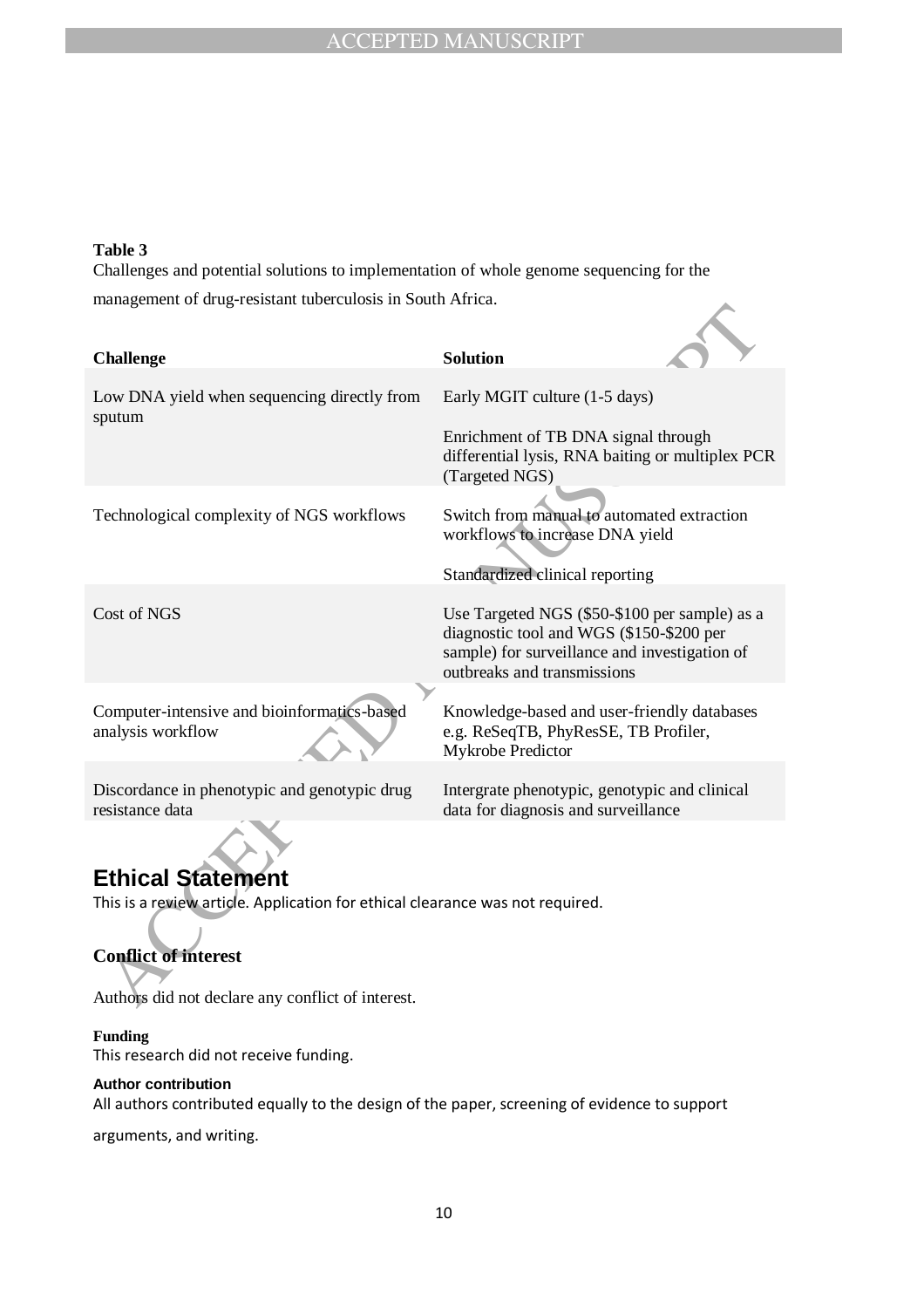**Table 3**
Challenges and potential solutions to implementation of whole genome sequencing for the management of drug-resistant tuberculosis in South Africa.

| Challenge | Solution |
|---|---|
| Low DNA yield when sequencing directly from sputum | Early MGIT culture (1-5 days)<br><br>Enrichment of TB DNA signal through differential lysis, RNA baiting or multiplex PCR (Targeted NGS) |
| Technological complexity of NGS workflows | Switch from manual to automated extraction workflows to increase DNA yield<br><br>Standardized clinical reporting |
| Cost of NGS | Use Targeted NGS ($50-$100 per sample) as a diagnostic tool and WGS ($150-$200 per sample) for surveillance and investigation of outbreaks and transmissions |
| Computer-intensive and bioinformatics-based analysis workflow | Knowledge-based and user-friendly databases e.g. ReSeqTB, PhyResSE, TB Profiler, Mykrobe Predictor |
| Discordance in phenotypic and genotypic drug resistance data | Intergrate phenotypic, genotypic and clinical data for diagnosis and surveillance |

## Ethical Statement

This is a review article. Application for ethical clearance was not required.

### Conflict of interest

Authors did not declare any conflict of interest.

**Funding**

This research did not receive funding.

**Author contribution**

All authors contributed equally to the design of the paper, screening of evidence to support arguments, and writing.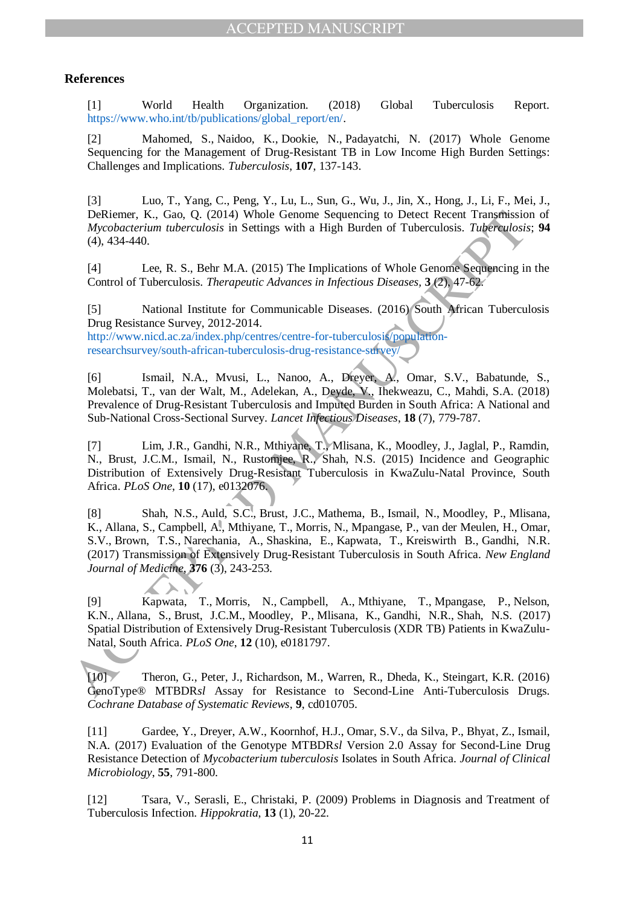## References

[1] World Health Organization. (2018) Global Tuberculosis Report. https://www.who.int/tb/publications/global_report/en/.

[2] Mahomed, S., Naidoo, K., Dookie, N., Padayatchi, N. (2017) Whole Genome Sequencing for the Management of Drug-Resistant TB in Low Income High Burden Settings: Challenges and Implications. *Tuberculosis*, **107**, 137-143.

[3] Luo, T., Yang, C., Peng, Y., Lu, L., Sun, G., Wu, J., Jin, X., Hong, J., Li, F., Mei, J., DeRiemer, K., Gao, Q. (2014) Whole Genome Sequencing to Detect Recent Transmission of *Mycobacterium tuberculosis* in Settings with a High Burden of Tuberculosis. *Tuberculosis*; **94** (4), 434-440.

[4] Lee, R. S., Behr M.A. (2015) The Implications of Whole Genome Sequencing in the Control of Tuberculosis. *Therapeutic Advances in Infectious Diseases*, **3** (2), 47-62.

[5] National Institute for Communicable Diseases. (2016) South African Tuberculosis Drug Resistance Survey, 2012-2014. http://www.nicd.ac.za/index.php/centres/centre-for-tuberculosis/population-researchsurvey/south-african-tuberculosis-drug-resistance-survey/

[6] Ismail, N.A., Mvusi, L., Nanoo, A., Dreyer, A., Omar, S.V., Babatunde, S., Molebatsi, T., van der Walt, M., Adelekan, A., Deyde, V., Ihekweazu, C., Mahdi, S.A. (2018) Prevalence of Drug-Resistant Tuberculosis and Imputed Burden in South Africa: A National and Sub-National Cross-Sectional Survey. *Lancet Infectious Diseases*, **18** (7), 779-787.

[7] Lim, J.R., Gandhi, N.R., Mthiyane, T., Mlisana, K., Moodley, J., Jaglal, P., Ramdin, N., Brust, J.C.M., Ismail, N., Rustomjee, R., Shah, N.S. (2015) Incidence and Geographic Distribution of Extensively Drug-Resistant Tuberculosis in KwaZulu-Natal Province, South Africa. *PLoS One*, **10** (17), e0132076.

[8] Shah, N.S., Auld, S.C., Brust, J.C., Mathema, B., Ismail, N., Moodley, P., Mlisana, K., Allana, S., Campbell, A., Mthiyane, T., Morris, N., Mpangase, P., van der Meulen, H., Omar, S.V., Brown, T.S., Narechania, A., Shaskina, E., Kapwata, T., Kreiswirth B., Gandhi, N.R. (2017) Transmission of Extensively Drug-Resistant Tuberculosis in South Africa. *New England Journal of Medicine*, **376** (3), 243-253.

[9] Kapwata, T., Morris, N., Campbell, A., Mthiyane, T., Mpangase, P., Nelson, K.N., Allana, S., Brust, J.C.M., Moodley, P., Mlisana, K., Gandhi, N.R., Shah, N.S. (2017) Spatial Distribution of Extensively Drug-Resistant Tuberculosis (XDR TB) Patients in KwaZulu-Natal, South Africa. *PLoS One*, **12** (10), e0181797.

[10] Theron, G., Peter, J., Richardson, M., Warren, R., Dheda, K., Steingart, K.R. (2016) GenoType® MTBDR*sl* Assay for Resistance to Second-Line Anti-Tuberculosis Drugs. *Cochrane Database of Systematic Reviews*, **9**, cd010705.

[11] Gardee, Y., Dreyer, A.W., Koornhof, H.J., Omar, S.V., da Silva, P., Bhyat, Z., Ismail, N.A. (2017) Evaluation of the Genotype MTBDR*sl* Version 2.0 Assay for Second-Line Drug Resistance Detection of *Mycobacterium tuberculosis* Isolates in South Africa. *Journal of Clinical Microbiology*, **55**, 791-800.

[12] Tsara, V., Serasli, E., Christaki, P. (2009) Problems in Diagnosis and Treatment of Tuberculosis Infection. *Hippokratia*, **13** (1), 20-22.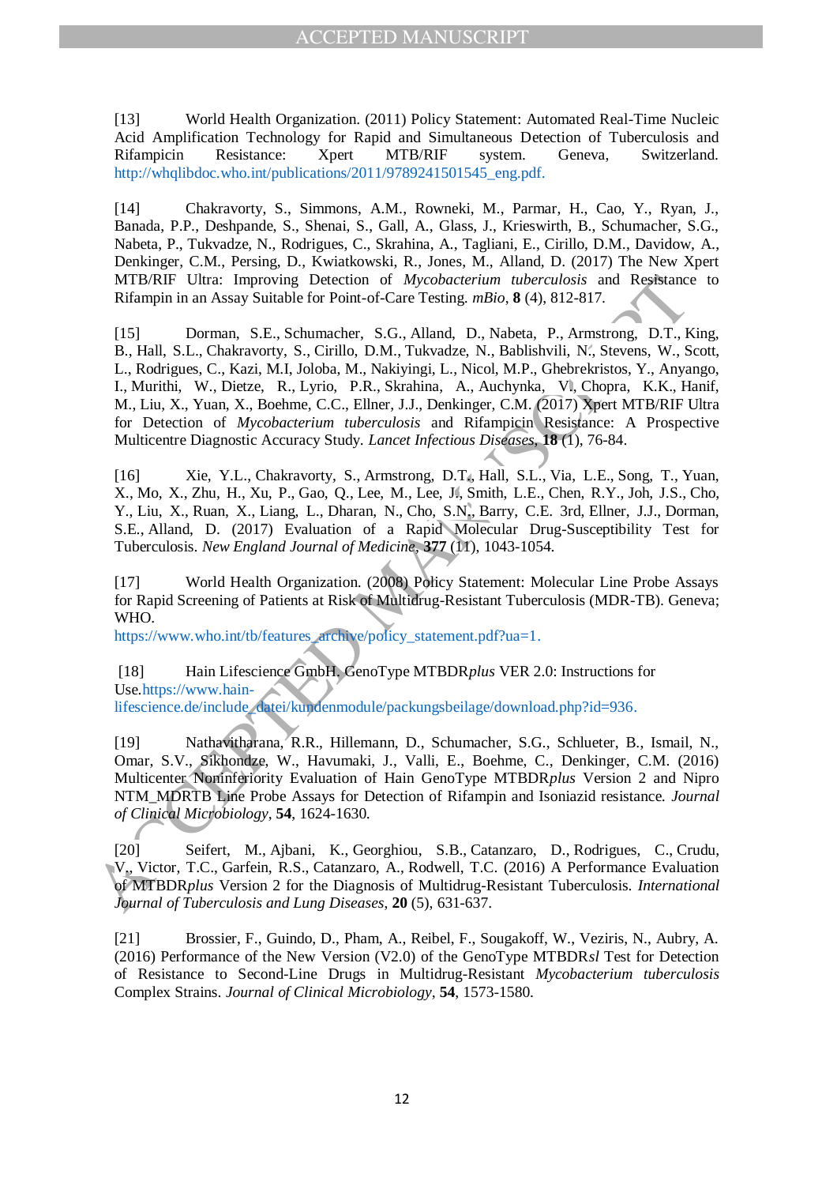[13] World Health Organization. (2011) Policy Statement: Automated Real-Time Nucleic Acid Amplification Technology for Rapid and Simultaneous Detection of Tuberculosis and Rifampicin Resistance: Xpert MTB/RIF system. Geneva, Switzerland. http://whqlibdoc.who.int/publications/2011/9789241501545_eng.pdf.

[14] Chakravorty, S., Simmons, A.M., Rowneki, M., Parmar, H., Cao, Y., Ryan, J., Banada, P.P., Deshpande, S., Shenai, S., Gall, A., Glass, J., Krieswirth, B., Schumacher, S.G., Nabeta, P., Tukvadze, N., Rodrigues, C., Skrahina, A., Tagliani, E., Cirillo, D.M., Davidow, A., Denkinger, C.M., Persing, D., Kwiatkowski, R., Jones, M., Alland, D. (2017) The New Xpert MTB/RIF Ultra: Improving Detection of *Mycobacterium tuberculosis* and Resistance to Rifampin in an Assay Suitable for Point-of-Care Testing. *mBio*, **8** (4), 812-817.

[15] Dorman, S.E., Schumacher, S.G., Alland, D., Nabeta, P., Armstrong, D.T., King, B., Hall, S.L., Chakravorty, S., Cirillo, D.M., Tukvadze, N., Bablishvili, N., Stevens, W., Scott, L., Rodrigues, C., Kazi, M.I, Joloba, M., Nakiyingi, L., Nicol, M.P., Ghebrekristos, Y., Anyango, I., Murithi, W., Dietze, R., Lyrio, P.R., Skrahina, A., Auchynka, V., Chopra, K.K., Hanif, M., Liu, X., Yuan, X., Boehme, C.C., Ellner, J.J., Denkinger, C.M. (2017) Xpert MTB/RIF Ultra for Detection of *Mycobacterium tuberculosis* and Rifampicin Resistance: A Prospective Multicentre Diagnostic Accuracy Study. *Lancet Infectious Diseases*, **18** (1), 76-84.

[16] Xie, Y.L., Chakravorty, S., Armstrong, D.T., Hall, S.L., Via, L.E., Song, T., Yuan, X., Mo, X., Zhu, H., Xu, P., Gao, Q., Lee, M., Lee, J., Smith, L.E., Chen, R.Y., Joh, J.S., Cho, Y., Liu, X., Ruan, X., Liang, L., Dharan, N., Cho, S.N., Barry, C.E. 3rd, Ellner, J.J., Dorman, S.E., Alland, D. (2017) Evaluation of a Rapid Molecular Drug-Susceptibility Test for Tuberculosis. *New England Journal of Medicine*, **377** (11), 1043-1054.

[17] World Health Organization. (2008) Policy Statement: Molecular Line Probe Assays for Rapid Screening of Patients at Risk of Multidrug-Resistant Tuberculosis (MDR-TB). Geneva; WHO.
https://www.who.int/tb/features_archive/policy_statement.pdf?ua=1.

[18] Hain Lifescience GmbH. GenoType MTBDR*plus* VER 2.0: Instructions for Use. https://www.hain-lifescience.de/include_datei/kundenmodule/packungsbeilage/download.php?id=936.

[19] Nathavitharana, R.R., Hillemann, D., Schumacher, S.G., Schlueter, B., Ismail, N., Omar, S.V., Sikhondze, W., Havumaki, J., Valli, E., Boehme, C., Denkinger, C.M. (2016) Multicenter Noninferiority Evaluation of Hain GenoType MTBDR*plus* Version 2 and Nipro NTM_MDRTB Line Probe Assays for Detection of Rifampin and Isoniazid resistance. *Journal of Clinical Microbiology*, **54**, 1624-1630.

[20] Seifert, M., Ajbani, K., Georghiou, S.B., Catanzaro, D., Rodrigues, C., Crudu, V., Victor, T.C., Garfein, R.S., Catanzaro, A., Rodwell, T.C. (2016) A Performance Evaluation of MTBDR*plus* Version 2 for the Diagnosis of Multidrug-Resistant Tuberculosis. *International Journal of Tuberculosis and Lung Diseases*, **20** (5), 631-637.

[21] Brossier, F., Guindo, D., Pham, A., Reibel, F., Sougakoff, W., Veziris, N., Aubry, A. (2016) Performance of the New Version (V2.0) of the GenoType MTBDR*sl* Test for Detection of Resistance to Second-Line Drugs in Multidrug-Resistant *Mycobacterium tuberculosis* Complex Strains. *Journal of Clinical Microbiology*, **54**, 1573-1580.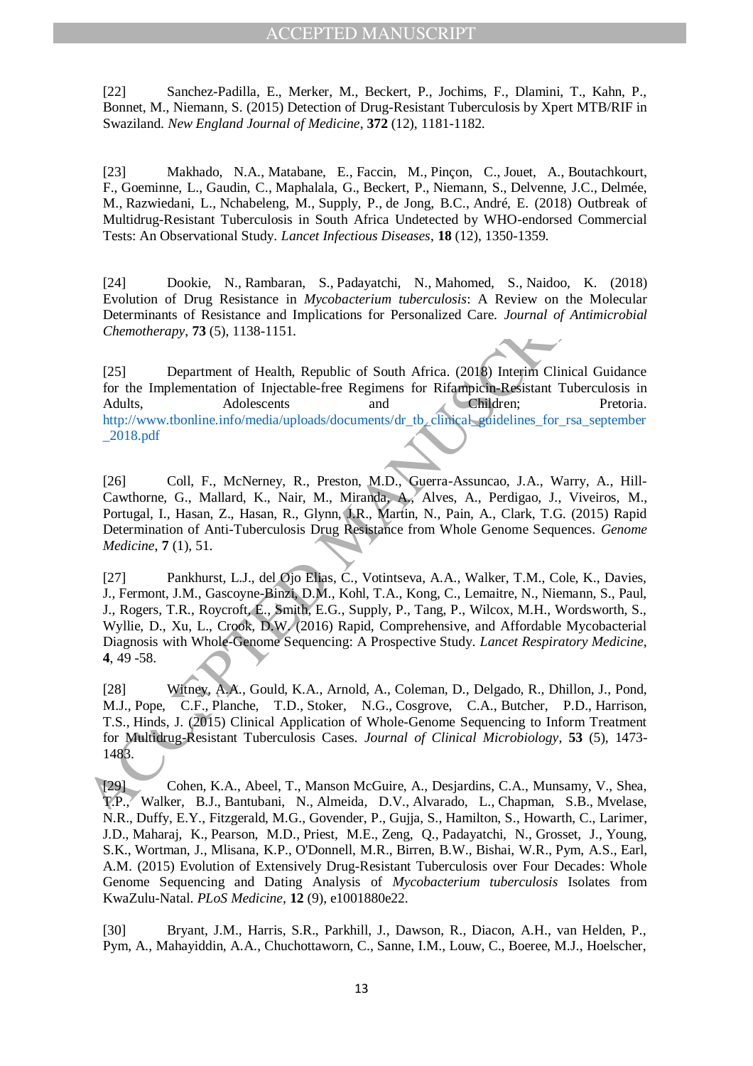[22] Sanchez-Padilla, E., Merker, M., Beckert, P., Jochims, F., Dlamini, T., Kahn, P., Bonnet, M., Niemann, S. (2015) Detection of Drug-Resistant Tuberculosis by Xpert MTB/RIF in Swaziland. *New England Journal of Medicine*, **372** (12), 1181-1182.

[23] Makhado, N.A., Matabane, E., Faccin, M., Pinçon, C., Jouet, A., Boutachkourt, F., Goeminne, L., Gaudin, C., Maphalala, G., Beckert, P., Niemann, S., Delvenne, J.C., Delmée, M., Razwiedani, L., Nchabeleng, M., Supply, P., de Jong, B.C., André, E. (2018) Outbreak of Multidrug-Resistant Tuberculosis in South Africa Undetected by WHO-endorsed Commercial Tests: An Observational Study. *Lancet Infectious Diseases*, **18** (12), 1350-1359.

[24] Dookie, N., Rambaran, S., Padayatchi, N., Mahomed, S., Naidoo, K. (2018) Evolution of Drug Resistance in *Mycobacterium tuberculosis*: A Review on the Molecular Determinants of Resistance and Implications for Personalized Care. *Journal of Antimicrobial Chemotherapy*, **73** (5), 1138-1151.

[25] Department of Health, Republic of South Africa. (2018) Interim Clinical Guidance for the Implementation of Injectable-free Regimens for Rifampicin-Resistant Tuberculosis in Adults, Adolescents and Children; Pretoria. http://www.tbonline.info/media/uploads/documents/dr_tb_clinical_guidelines_for_rsa_september_2018.pdf

[26] Coll, F., McNerney, R., Preston, M.D., Guerra-Assuncao, J.A., Warry, A., Hill-Cawthorne, G., Mallard, K., Nair, M., Miranda, A., Alves, A., Perdigao, J., Viveiros, M., Portugal, I., Hasan, Z., Hasan, R., Glynn, J.R., Martin, N., Pain, A., Clark, T.G. (2015) Rapid Determination of Anti-Tuberculosis Drug Resistance from Whole Genome Sequences. *Genome Medicine*, **7** (1), 51.

[27] Pankhurst, L.J., del Ojo Elias, C., Votintseva, A.A., Walker, T.M., Cole, K., Davies, J., Fermont, J.M., Gascoyne-Binzi, D.M., Kohl, T.A., Kong, C., Lemaitre, N., Niemann, S., Paul, J., Rogers, T.R., Roycroft, E., Smith, E.G., Supply, P., Tang, P., Wilcox, M.H., Wordsworth, S., Wyllie, D., Xu, L., Crook, D.W. (2016) Rapid, Comprehensive, and Affordable Mycobacterial Diagnosis with Whole-Genome Sequencing: A Prospective Study. *Lancet Respiratory Medicine*, **4**, 49 -58.

[28] Witney, A.A., Gould, K.A., Arnold, A., Coleman, D., Delgado, R., Dhillon, J., Pond, M.J., Pope, C.F., Planche, T.D., Stoker, N.G., Cosgrove, C.A., Butcher, P.D., Harrison, T.S., Hinds, J. (2015) Clinical Application of Whole-Genome Sequencing to Inform Treatment for Multidrug-Resistant Tuberculosis Cases. *Journal of Clinical Microbiology*, **53** (5), 1473-1483.

[29] Cohen, K.A., Abeel, T., Manson McGuire, A., Desjardins, C.A., Munsamy, V., Shea, T.P., Walker, B.J., Bantubani, N., Almeida, D.V., Alvarado, L., Chapman, S.B., Mvelase, N.R., Duffy, E.Y., Fitzgerald, M.G., Govender, P., Gujja, S., Hamilton, S., Howarth, C., Larimer, J.D., Maharaj, K., Pearson, M.D., Priest, M.E., Zeng, Q., Padayatchi, N., Grosset, J., Young, S.K., Wortman, J., Mlisana, K.P., O'Donnell, M.R., Birren, B.W., Bishai, W.R., Pym, A.S., Earl, A.M. (2015) Evolution of Extensively Drug-Resistant Tuberculosis over Four Decades: Whole Genome Sequencing and Dating Analysis of *Mycobacterium tuberculosis* Isolates from KwaZulu-Natal. *PLoS Medicine*, **12** (9), e1001880e22.

[30] Bryant, J.M., Harris, S.R., Parkhill, J., Dawson, R., Diacon, A.H., van Helden, P., Pym, A., Mahayiddin, A.A., Chuchottaworn, C., Sanne, I.M., Louw, C., Boeree, M.J., Hoelscher,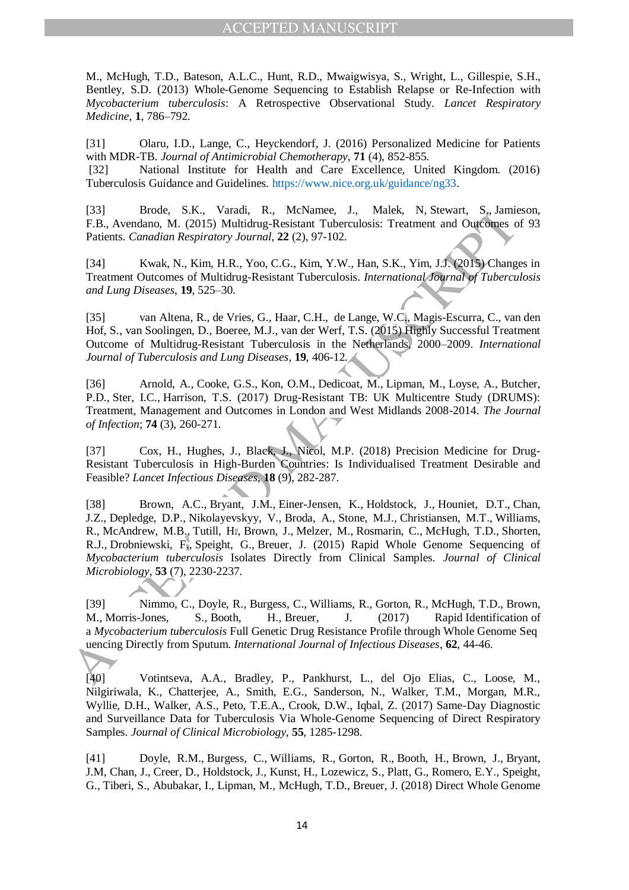M., McHugh, T.D., Bateson, A.L.C., Hunt, R.D., Mwaigwisya, S., Wright, L., Gillespie, S.H., Bentley, S.D. (2013) Whole-Genome Sequencing to Establish Relapse or Re-Infection with *Mycobacterium tuberculosis*: A Retrospective Observational Study. *Lancet Respiratory Medicine*, **1**, 786–792.

[31] Olaru, I.D., Lange, C., Heyckendorf, J. (2016) Personalized Medicine for Patients with MDR-TB. *Journal of Antimicrobial Chemotherapy*, **71** (4), 852-855.

[32] National Institute for Health and Care Excellence, United Kingdom. (2016) Tuberculosis Guidance and Guidelines. https://www.nice.org.uk/guidance/ng33.

[33] Brode, S.K., Varadi, R., McNamee, J., Malek, N, Stewart, S, Jamieson, F.B., Avendano, M. (2015) Multidrug-Resistant Tuberculosis: Treatment and Outcomes of 93 Patients. *Canadian Respiratory Journal*, **22** (2), 97-102.

[34] Kwak, N., Kim, H.R., Yoo, C.G., Kim, Y.W., Han, S.K., Yim, J.J. (2015) Changes in Treatment Outcomes of Multidrug-Resistant Tuberculosis. *International Journal of Tuberculosis and Lung Diseases*, **19**, 525–30.

[35] van Altena, R., de Vries, G., Haar, C.H., de Lange, W.C., Magis-Escurra, C., van den Hof, S., van Soolingen, D., Boeree, M.J., van der Werf, T.S. (2015) Highly Successful Treatment Outcome of Multidrug-Resistant Tuberculosis in the Netherlands, 2000–2009. *International Journal of Tuberculosis and Lung Diseases*, **19**, 406-12.

[36] Arnold, A., Cooke, G.S., Kon, O.M., Dedicoat, M., Lipman, M., Loyse, A., Butcher, P.D., Ster, I.C., Harrison, T.S. (2017) Drug-Resistant TB: UK Multicentre Study (DRUMS): Treatment, Management and Outcomes in London and West Midlands 2008-2014. *The Journal of Infection*; **74** (3), 260-271.

[37] Cox, H., Hughes, J., Black, J., Nicol, M.P. (2018) Precision Medicine for Drug-Resistant Tuberculosis in High-Burden Countries: Is Individualised Treatment Desirable and Feasible? *Lancet Infectious Diseases*, **18** (9), 282-287.

[38] Brown, A.C., Bryant, J.M., Einer-Jensen, K., Holdstock, J., Houniet, D.T., Chan, J.Z., Depledge, D.P., Nikolayevskyy, V., Broda, A., Stone, M.J., Christiansen, M.T., Williams, R., McAndrew, M.B., Tutill, H., Brown, J., Melzer, M., Rosmarin, C., McHugh, T.D., Shorten, R.J., Drobniewski, F., Speight, G., Breuer, J. (2015) Rapid Whole Genome Sequencing of *Mycobacterium tuberculosis* Isolates Directly from Clinical Samples. *Journal of Clinical Microbiology*, **53** (7), 2230-2237.

[39] Nimmo, C., Doyle, R., Burgess, C., Williams, R., Gorton, R., McHugh, T.D., Brown, M., Morris-Jones, S., Booth, H., Breuer, J. (2017) Rapid Identification of a *Mycobacterium tuberculosis* Full Genetic Drug Resistance Profile through Whole Genome Sequencing Directly from Sputum. *International Journal of Infectious Diseases*, **62**, 44-46.

[40] Votintseva, A.A., Bradley, P., Pankhurst, L., del Ojo Elias, C., Loose, M., Nilgiriwala, K., Chatterjee, A., Smith, E.G., Sanderson, N., Walker, T.M., Morgan, M.R., Wyllie, D.H., Walker, A.S., Peto, T.E.A., Crook, D.W., Iqbal, Z. (2017) Same-Day Diagnostic and Surveillance Data for Tuberculosis Via Whole-Genome Sequencing of Direct Respiratory Samples. *Journal of Clinical Microbiology*, **55**, 1285-1298.

[41] Doyle, R.M., Burgess, C., Williams, R., Gorton, R., Booth, H., Brown, J., Bryant, J.M, Chan, J., Creer, D., Holdstock, J., Kunst, H., Lozewicz, S., Platt, G., Romero, E.Y., Speight, G., Tiberi, S., Abubakar, I., Lipman, M., McHugh, T.D., Breuer, J. (2018) Direct Whole Genome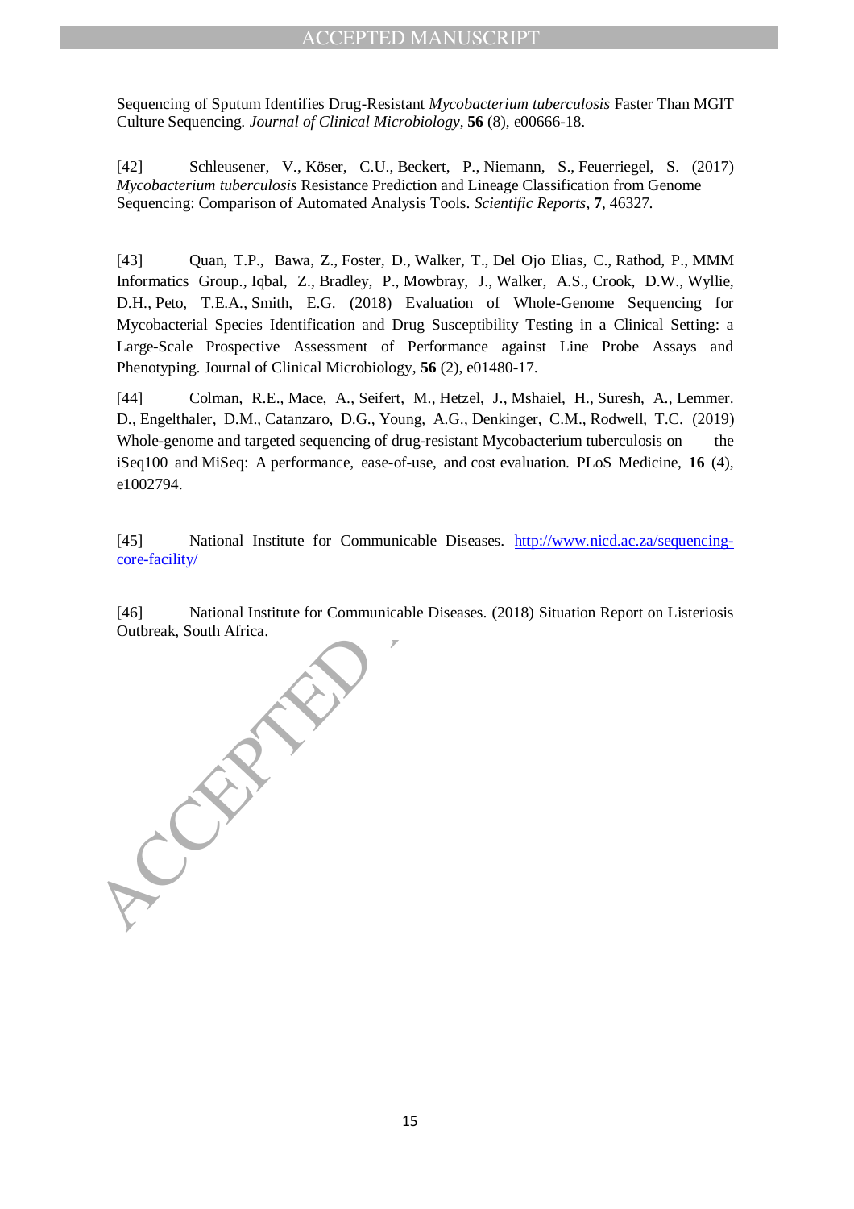Sequencing of Sputum Identifies Drug-Resistant *Mycobacterium tuberculosis* Faster Than MGIT Culture Sequencing. *Journal of Clinical Microbiology*, **56** (8), e00666-18.

[42] Schleusener, V., Köser, C.U., Beckert, P., Niemann, S., Feuerriegel, S. (2017) *Mycobacterium tuberculosis* Resistance Prediction and Lineage Classification from Genome Sequencing: Comparison of Automated Analysis Tools. *Scientific Reports*, **7**, 46327.

[43] Quan, T.P., Bawa, Z., Foster, D., Walker, T., Del Ojo Elias, C., Rathod, P., MMM Informatics Group., Iqbal, Z., Bradley, P., Mowbray, J., Walker, A.S., Crook, D.W., Wyllie, D.H., Peto, T.E.A., Smith, E.G. (2018) Evaluation of Whole-Genome Sequencing for Mycobacterial Species Identification and Drug Susceptibility Testing in a Clinical Setting: a Large-Scale Prospective Assessment of Performance against Line Probe Assays and Phenotyping. Journal of Clinical Microbiology, **56** (2), e01480-17.

[44] Colman, R.E., Mace, A., Seifert, M., Hetzel, J., Mshaiel, H., Suresh, A., Lemmer. D., Engelthaler, D.M., Catanzaro, D.G., Young, A.G., Denkinger, C.M., Rodwell, T.C. (2019) Whole-genome and targeted sequencing of drug-resistant Mycobacterium tuberculosis on the iSeq100 and MiSeq: A performance, ease-of-use, and cost evaluation. PLoS Medicine, **16** (4), e1002794.

[45] National Institute for Communicable Diseases. http://www.nicd.ac.za/sequencing-core-facility/

[46] National Institute for Communicable Diseases. (2018) Situation Report on Listeriosis Outbreak, South Africa.